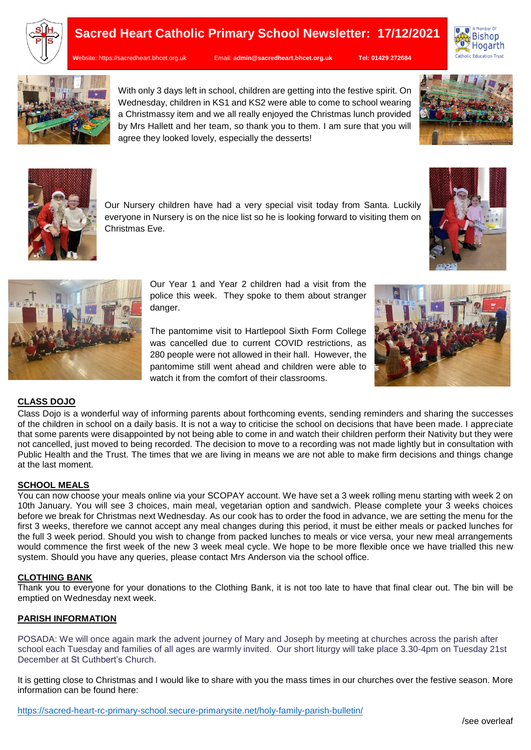# Sacred Heart Catholic Primary School Newsletter: 17/12/2021

Website: https://sacredheart.bhcet.org.uk Email: admin@sacredheart.bhcet.org.uk Tel: 01429 272684

With only 3 days left in school, children are getting into the festive spirit. On Wednesday, children in KS1 and KS2 were able to come to school wearing a Christmassy item and we all really enjoyed the Christmas lunch provided by Mrs Hallett and her team, so thank you to them. I am sure that you will agree they looked lovely, especially the desserts!

Our Nursery children have had a very special visit today from Santa. Luckily everyone in Nursery is on the nice list so he is looking forward to visiting them on Christmas Eve.

Our Year 1 and Year 2 children had a visit from the police this week. They spoke to them about stranger danger.

The pantomime visit to Hartlepool Sixth Form College was cancelled due to current COVID restrictions, as 280 people were not allowed in their hall. However, the pantomime still went ahead and children were able to watch it from the comfort of their classrooms.

## CLASS DOJO

Class Dojo is a wonderful way of informing parents about forthcoming events, sending reminders and sharing the successes of the children in school on a daily basis. It is not a way to criticise the school on decisions that have been made. I appreciate that some parents were disappointed by not being able to come in and watch their children perform their Nativity but they were not cancelled, just moved to being recorded. The decision to move to a recording was not made lightly but in consultation with Public Health and the Trust. The times that we are living in means we are not able to make firm decisions and things change at the last moment.

## SCHOOL MEALS

You can now choose your meals online via your SCOPAY account. We have set a 3 week rolling menu starting with week 2 on 10th January. You will see 3 choices, main meal, vegetarian option and sandwich. Please complete your 3 weeks choices before we break for Christmas next Wednesday. As our cook has to order the food in advance, we are setting the menu for the first 3 weeks, therefore we cannot accept any meal changes during this period, it must be either meals or packed lunches for the full 3 week period. Should you wish to change from packed lunches to meals or vice versa, your new meal arrangements would commence the first week of the new 3 week meal cycle. We hope to be more flexible once we have trialled this new system. Should you have any queries, please contact Mrs Anderson via the school office.

## CLOTHING BANK

Thank you to everyone for your donations to the Clothing Bank, it is not too late to have that final clear out. The bin will be emptied on Wednesday next week.

## PARISH INFORMATION

POSADA: We will once again mark the advent journey of Mary and Joseph by meeting at churches across the parish after school each Tuesday and families of all ages are warmly invited. Our short liturgy will take place 3.30-4pm on Tuesday 21st December at St Cuthbert's Church.

It is getting close to Christmas and I would like to share with you the mass times in our churches over the festive season. More information can be found here:

https://sacred-heart-rc-primary-school.secure-primarysite.net/holy-family-parish-bulletin/

/see overleaf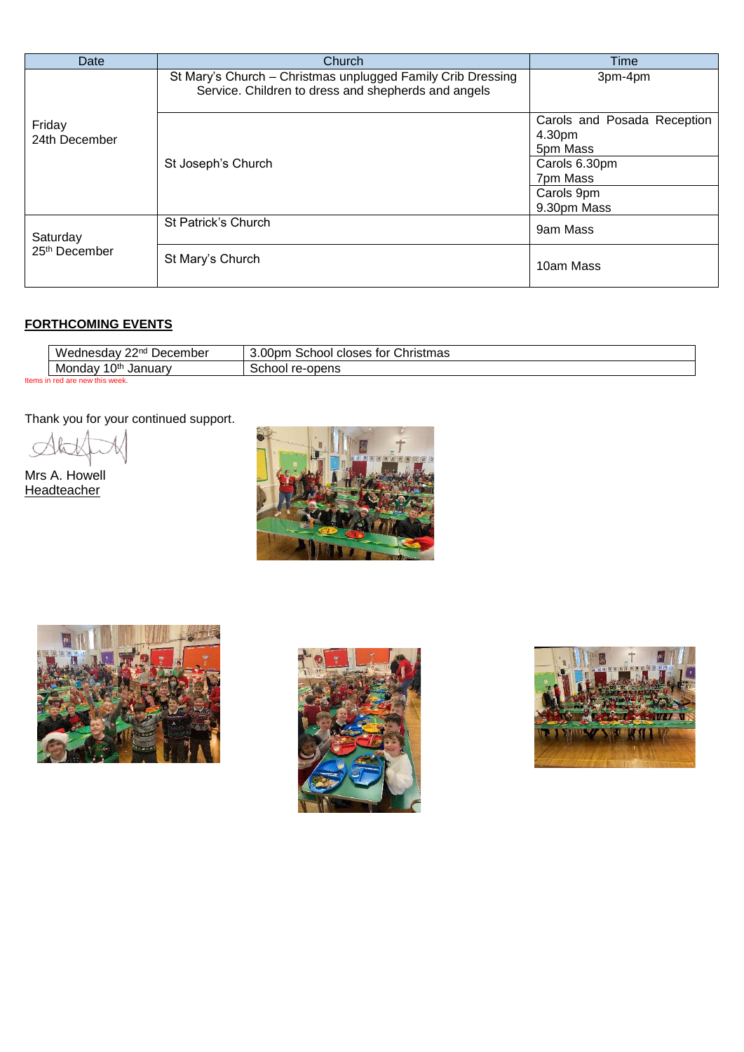| Date | Church | Time |
|---|---|---|
| Friday 24th December | St Mary's Church – Christmas unplugged Family Crib Dressing Service. Children to dress and shepherds and angels | 3pm-4pm |
| | St Joseph's Church | Carols and Posada Reception 4.30pm<br>5pm Mass |
| | | Carols 6.30pm<br>7pm Mass |
| | | Carols 9pm<br>9.30pm Mass |
| Saturday 25th December | St Patrick's Church | 9am Mass |
| | St Mary's Church | 10am Mass |

**FORTHCOMING EVENTS**

| | |
|---|---|
| Wednesday 22nd December | 3.00pm School closes for Christmas |
| Monday 10th January | School re-opens |

Items in red are new this week.

Thank you for your continued support.

Mrs A. Howell
Headteacher